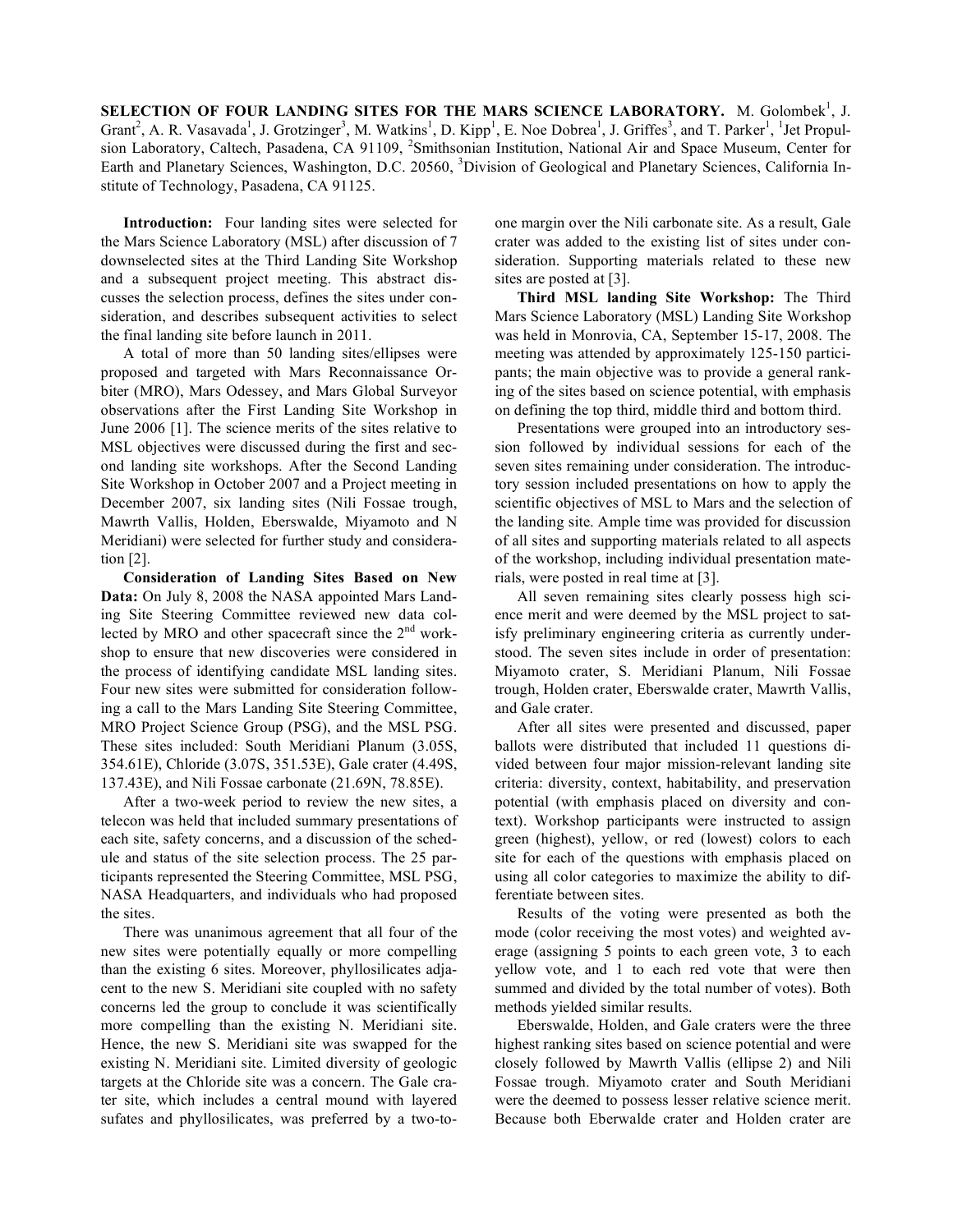# SELECTION OF FOUR LANDING SITES FOR THE MARS SCIENCE LABORATORY.

M. Golombek[1], J. Grant[2], A. R. Vasavada[1], J. Grotzinger[3], M. Watkins[1], D. Kipp[1], E. Noe Dobrea[1], J. Griffes[3], and T. Parker[1], [1]Jet Propulsion Laboratory, Caltech, Pasadena, CA 91109, [2]Smithsonian Institution, National Air and Space Museum, Center for Earth and Planetary Sciences, Washington, D.C. 20560, [3]Division of Geological and Planetary Sciences, California Institute of Technology, Pasadena, CA 91125.

**Introduction:** Four landing sites were selected for the Mars Science Laboratory (MSL) after discussion of 7 downselected sites at the Third Landing Site Workshop and a subsequent project meeting. This abstract discusses the selection process, defines the sites under consideration, and describes subsequent activities to select the final landing site before launch in 2011.

A total of more than 50 landing sites/ellipses were proposed and targeted with Mars Reconnaissance Orbiter (MRO), Mars Odessey, and Mars Global Surveyor observations after the First Landing Site Workshop in June 2006 [1]. The science merits of the sites relative to MSL objectives were discussed during the first and second landing site workshops. After the Second Landing Site Workshop in October 2007 and a Project meeting in December 2007, six landing sites (Nili Fossae trough, Mawrth Vallis, Holden, Eberswalde, Miyamoto and N Meridiani) were selected for further study and consideration [2].

**Consideration of Landing Sites Based on New Data:** On July 8, 2008 the NASA appointed Mars Landing Site Steering Committee reviewed new data collected by MRO and other spacecraft since the 2nd workshop to ensure that new discoveries were considered in the process of identifying candidate MSL landing sites. Four new sites were submitted for consideration following a call to the Mars Landing Site Steering Committee, MRO Project Science Group (PSG), and the MSL PSG. These sites included: South Meridiani Planum (3.05S, 354.61E), Chloride (3.07S, 351.53E), Gale crater (4.49S, 137.43E), and Nili Fossae carbonate (21.69N, 78.85E).

After a two-week period to review the new sites, a telecon was held that included summary presentations of each site, safety concerns, and a discussion of the schedule and status of the site selection process. The 25 participants represented the Steering Committee, MSL PSG, NASA Headquarters, and individuals who had proposed the sites.

There was unanimous agreement that all four of the new sites were potentially equally or more compelling than the existing 6 sites. Moreover, phyllosilicates adjacent to the new S. Meridiani site coupled with no safety concerns led the group to conclude it was scientifically more compelling than the existing N. Meridiani site. Hence, the new S. Meridiani site was swapped for the existing N. Meridiani site. Limited diversity of geologic targets at the Chloride site was a concern. The Gale crater site, which includes a central mound with layered sufates and phyllosilicates, was preferred by a two-to-one margin over the Nili carbonate site. As a result, Gale crater was added to the existing list of sites under consideration. Supporting materials related to these new sites are posted at [3].

**Third MSL landing Site Workshop:** The Third Mars Science Laboratory (MSL) Landing Site Workshop was held in Monrovia, CA, September 15-17, 2008. The meeting was attended by approximately 125-150 participants; the main objective was to provide a general ranking of the sites based on science potential, with emphasis on defining the top third, middle third and bottom third.

Presentations were grouped into an introductory session followed by individual sessions for each of the seven sites remaining under consideration. The introductory session included presentations on how to apply the scientific objectives of MSL to Mars and the selection of the landing site. Ample time was provided for discussion of all sites and supporting materials related to all aspects of the workshop, including individual presentation materials, were posted in real time at [3].

All seven remaining sites clearly possess high science merit and were deemed by the MSL project to satisfy preliminary engineering criteria as currently understood. The seven sites include in order of presentation: Miyamoto crater, S. Meridiani Planum, Nili Fossae trough, Holden crater, Eberswalde crater, Mawrth Vallis, and Gale crater.

After all sites were presented and discussed, paper ballots were distributed that included 11 questions divided between four major mission-relevant landing site criteria: diversity, context, habitability, and preservation potential (with emphasis placed on diversity and context). Workshop participants were instructed to assign green (highest), yellow, or red (lowest) colors to each site for each of the questions with emphasis placed on using all color categories to maximize the ability to differentiate between sites.

Results of the voting were presented as both the mode (color receiving the most votes) and weighted average (assigning 5 points to each green vote, 3 to each yellow vote, and 1 to each red vote that were then summed and divided by the total number of votes). Both methods yielded similar results.

Eberswalde, Holden, and Gale craters were the three highest ranking sites based on science potential and were closely followed by Mawrth Vallis (ellipse 2) and Nili Fossae trough. Miyamoto crater and South Meridiani were the deemed to possess lesser relative science merit. Because both Eberwalde crater and Holden crater are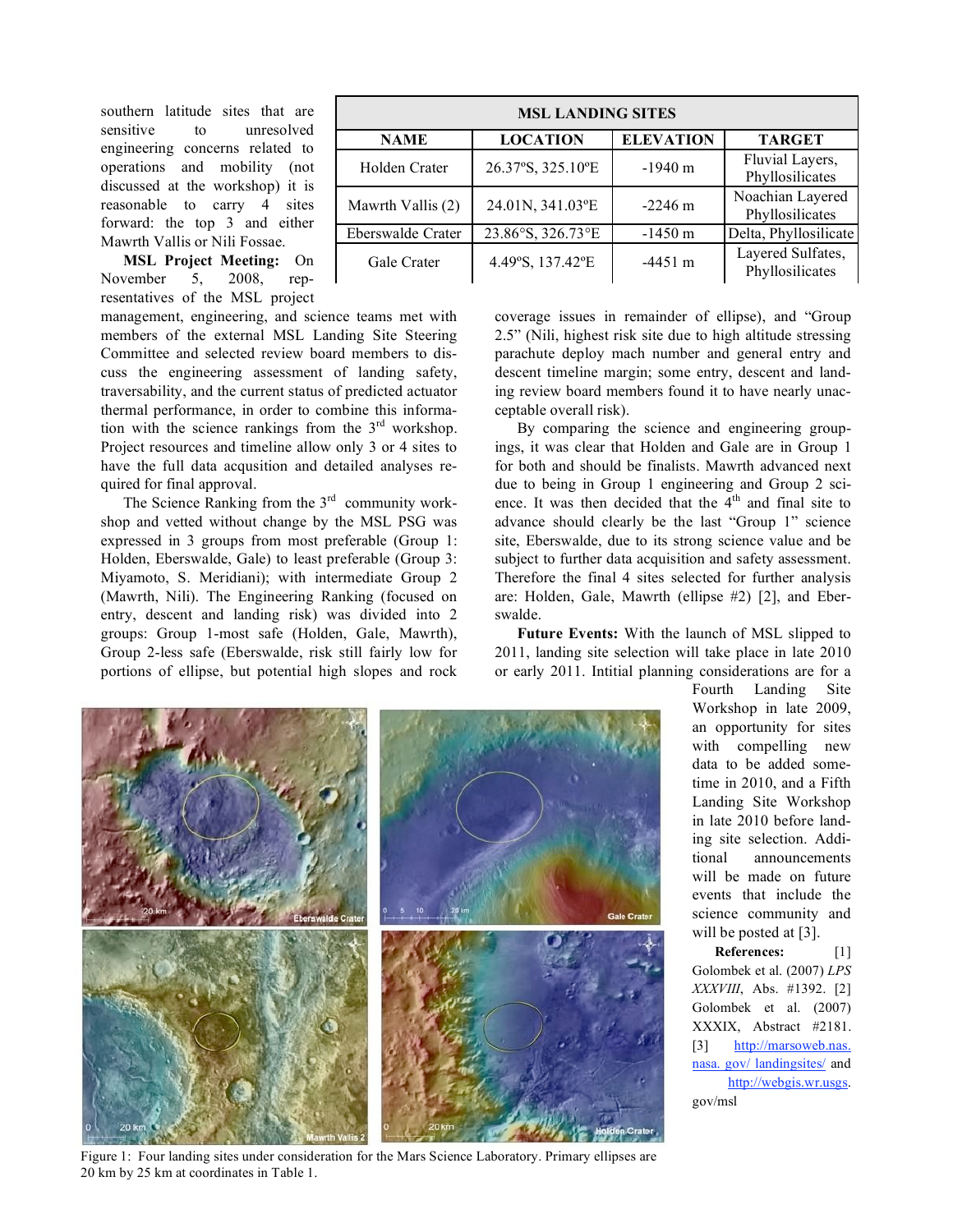southern latitude sites that are sensitive to unresolved engineering concerns related to operations and mobility (not discussed at the workshop) it is reasonable to carry 4 sites forward: the top 3 and either Mawrth Vallis or Nili Fossae.

| MSL LANDING SITES | | | |
|---|---|---|---|
| **NAME** | **LOCATION** | **ELEVATION** | **TARGET** |
| Holden Crater | 26.37ºS, 325.10ºE | -1940 m | Fluvial Layers, Phyllosilicates |
| Mawrth Vallis (2) | 24.01N, 341.03ºE | -2246 m | Noachian Layered Phyllosilicates |
| Eberswalde Crater | 23.86°S, 326.73°E | -1450 m | Delta, Phyllosilicate |
| Gale Crater | 4.49ºS, 137.42ºE | -4451 m | Layered Sulfates, Phyllosilicates |

**MSL Project Meeting:** On November 5, 2008, representatives of the MSL project management, engineering, and science teams met with members of the external MSL Landing Site Steering Committee and selected review board members to discuss the engineering assessment of landing safety, traversability, and the current status of predicted actuator thermal performance, in order to combine this information with the science rankings from the 3rd workshop. Project resources and timeline allow only 3 or 4 sites to have the full data acquisition and detailed analyses required for final approval.

The Science Ranking from the 3rd community workshop and vetted without change by the MSL PSG was expressed in 3 groups from most preferable (Group 1: Holden, Eberswalde, Gale) to least preferable (Group 3: Miyamoto, S. Meridiani); with intermediate Group 2 (Mawrth, Nili). The Engineering Ranking (focused on entry, descent and landing risk) was divided into 2 groups: Group 1-most safe (Holden, Gale, Mawrth), Group 2-less safe (Eberswalde, risk still fairly low for portions of ellipse, but potential high slopes and rock coverage issues in remainder of ellipse), and "Group 2.5" (Nili, highest risk site due to high altitude stressing parachute deploy mach number and general entry and descent timeline margin; some entry, descent and landing review board members found it to have nearly unacceptable overall risk).

By comparing the science and engineering groupings, it was clear that Holden and Gale are in Group 1 for both and should be finalists. Mawrth advanced next due to being in Group 1 engineering and Group 2 science. It was then decided that the 4th and final site to advance should clearly be the last "Group 1" science site, Eberswalde, due to its strong science value and be subject to further data acquisition and safety assessment. Therefore the final 4 sites selected for further analysis are: Holden, Gale, Mawrth (ellipse #2) [2], and Eberswalde.

**Future Events:** With the launch of MSL slipped to 2011, landing site selection will take place in late 2010 or early 2011. Intitial planning considerations are for a Fourth Landing Site Workshop in late 2009, an opportunity for sites with compelling new data to be added sometime in 2010, and a Fifth Landing Site Workshop in late 2010 before landing site selection. Additional announcements will be made on future events that include the science community and will be posted at [3].

Eberswalde Crater

20 km

Gale Crater

0 5 10 20 km

Mawrth Vallis 2

0 20 km

Holden Crater

0 20 km

Figure 1: Four landing sites under consideration for the Mars Science Laboratory. Primary ellipses are 20 km by 25 km at coordinates in Table 1.

**References:** [1] Golombek et al. (2007) *LPS XXXVIII*, Abs. #1392. [2] Golombek et al. (2007) XXXIX, Abstract #2181. [3] http://marsoweb.nas.nasa.gov/landingsites/ and http://webgis.wr.usgs.gov/msl